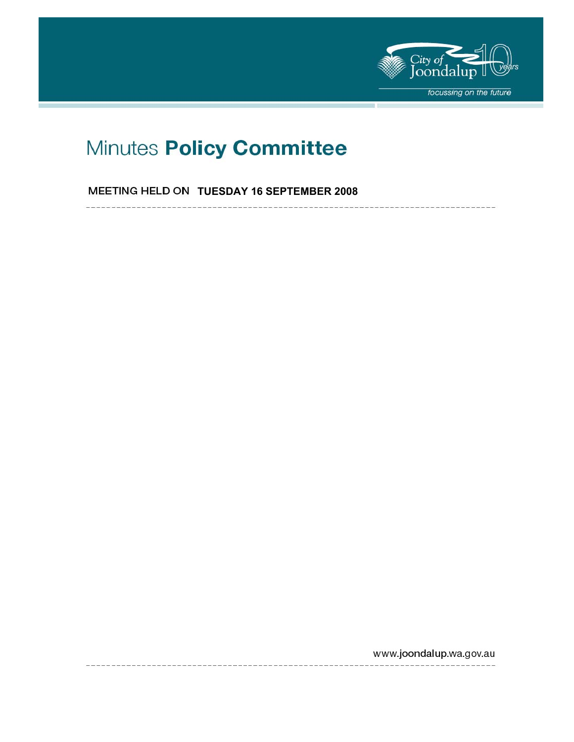City of Joondalup 10 years

focussing on the future

# Minutes **Policy Committee**

MEETING HELD ON **TUESDAY 16 SEPTEMBER 2008**

www.joondalup.wa.gov.au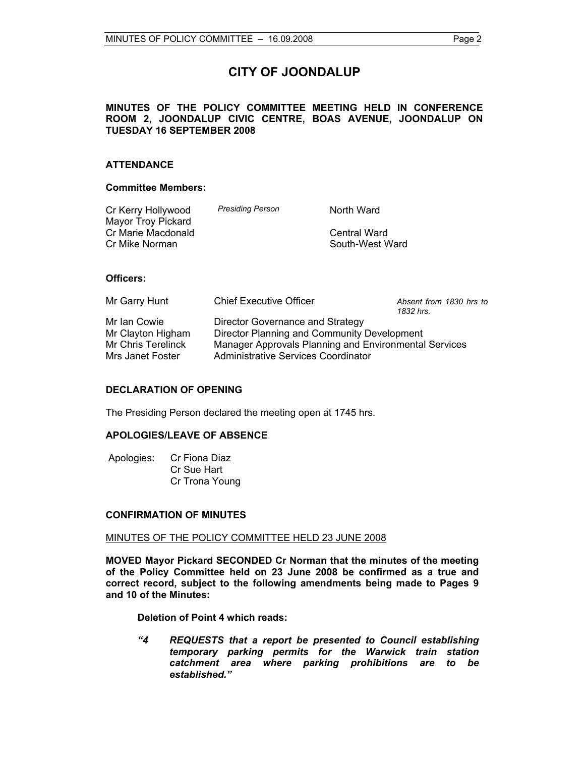# CITY OF JOONDALUP

**MINUTES OF THE POLICY COMMITTEE MEETING HELD IN CONFERENCE ROOM 2, JOONDALUP CIVIC CENTRE, BOAS AVENUE, JOONDALUP ON TUESDAY 16 SEPTEMBER 2008**

## ATTENDANCE

### Committee Members:

| | | |
|---|---|---|
| Cr Kerry Hollywood | *Presiding Person* | North Ward |
| Mayor Troy Pickard | | |
| Cr Marie Macdonald | | Central Ward |
| Cr Mike Norman | | South-West Ward |

### Officers:

| | | |
|---|---|---|
| Mr Garry Hunt | Chief Executive Officer | *Absent from 1830 hrs to 1832 hrs.* |
| Mr Ian Cowie | Director Governance and Strategy | |
| Mr Clayton Higham | Director Planning and Community Development | |
| Mr Chris Terelinck | Manager Approvals Planning and Environmental Services | |
| Mrs Janet Foster | Administrative Services Coordinator | |

## DECLARATION OF OPENING

The Presiding Person declared the meeting open at 1745 hrs.

## APOLOGIES/LEAVE OF ABSENCE

Apologies: Cr Fiona Diaz
Cr Sue Hart
Cr Trona Young

## CONFIRMATION OF MINUTES

MINUTES OF THE POLICY COMMITTEE HELD 23 JUNE 2008

**MOVED Mayor Pickard SECONDED Cr Norman that the minutes of the meeting of the Policy Committee held on 23 June 2008 be confirmed as a true and correct record, subject to the following amendments being made to Pages 9 and 10 of the Minutes:**

**Deletion of Point 4 which reads:**

***"4 REQUESTS that a report be presented to Council establishing temporary parking permits for the Warwick train station catchment area where parking prohibitions are to be established."***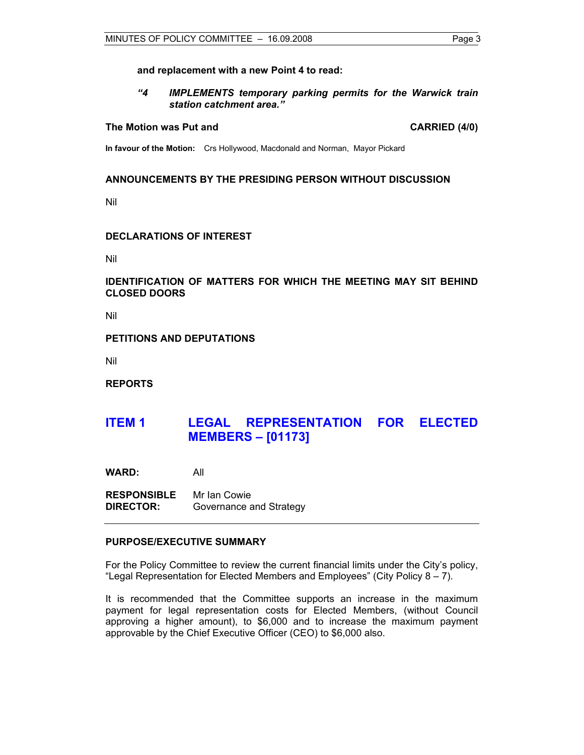**and replacement with a new Point 4 to read:**

***"4 IMPLEMENTS temporary parking permits for the Warwick train station catchment area."***

**The Motion was Put and CARRIED (4/0)**

**In favour of the Motion:** Crs Hollywood, Macdonald and Norman, Mayor Pickard

**ANNOUNCEMENTS BY THE PRESIDING PERSON WITHOUT DISCUSSION**

Nil

**DECLARATIONS OF INTEREST**

Nil

**IDENTIFICATION OF MATTERS FOR WHICH THE MEETING MAY SIT BEHIND CLOSED DOORS**

Nil

**PETITIONS AND DEPUTATIONS**

Nil

**REPORTS**

## ITEM 1 LEGAL REPRESENTATION FOR ELECTED MEMBERS – [01173]

**WARD:** All

**RESPONSIBLE DIRECTOR:** Mr Ian Cowie
Governance and Strategy

**PURPOSE/EXECUTIVE SUMMARY**

For the Policy Committee to review the current financial limits under the City's policy, "Legal Representation for Elected Members and Employees" (City Policy 8 – 7).

It is recommended that the Committee supports an increase in the maximum payment for legal representation costs for Elected Members, (without Council approving a higher amount), to $6,000 and to increase the maximum payment approvable by the Chief Executive Officer (CEO) to $6,000 also.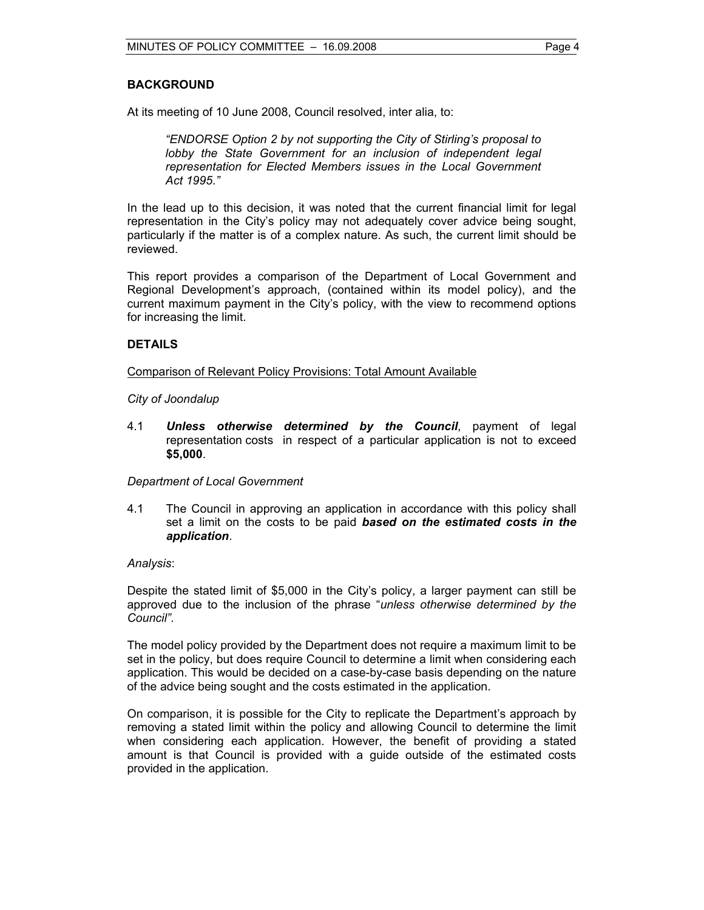## BACKGROUND

At its meeting of 10 June 2008, Council resolved, inter alia, to:

> *"ENDORSE Option 2 by not supporting the City of Stirling's proposal to lobby the State Government for an inclusion of independent legal representation for Elected Members issues in the Local Government Act 1995."*

In the lead up to this decision, it was noted that the current financial limit for legal representation in the City's policy may not adequately cover advice being sought, particularly if the matter is of a complex nature. As such, the current limit should be reviewed.

This report provides a comparison of the Department of Local Government and Regional Development's approach, (contained within its model policy), and the current maximum payment in the City's policy, with the view to recommend options for increasing the limit.

## DETAILS

Comparison of Relevant Policy Provisions: Total Amount Available

*City of Joondalup*

4.1 ***Unless otherwise determined by the Council***, payment of legal representation costs in respect of a particular application is not to exceed **$5,000**.

*Department of Local Government*

4.1 The Council in approving an application in accordance with this policy shall set a limit on the costs to be paid ***based on the estimated costs in the application***.

*Analysis*:

Despite the stated limit of $5,000 in the City's policy, a larger payment can still be approved due to the inclusion of the phrase "*unless otherwise determined by the Council"*.

The model policy provided by the Department does not require a maximum limit to be set in the policy, but does require Council to determine a limit when considering each application. This would be decided on a case-by-case basis depending on the nature of the advice being sought and the costs estimated in the application.

On comparison, it is possible for the City to replicate the Department's approach by removing a stated limit within the policy and allowing Council to determine the limit when considering each application. However, the benefit of providing a stated amount is that Council is provided with a guide outside of the estimated costs provided in the application.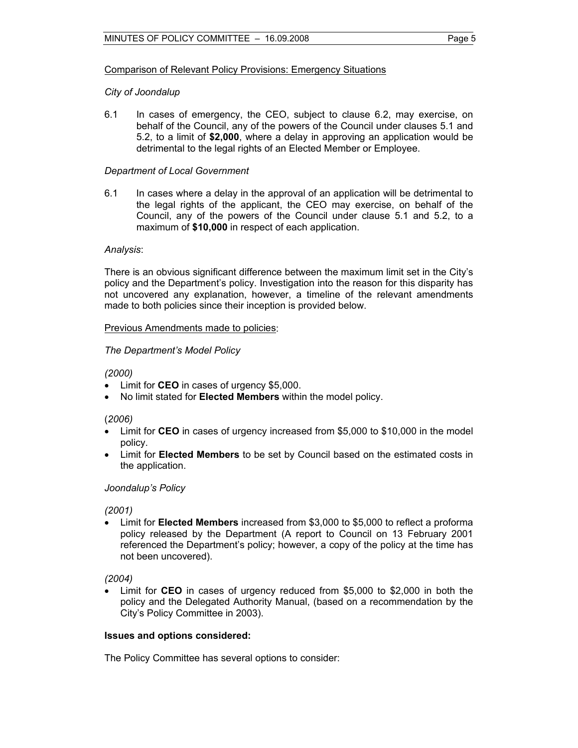Comparison of Relevant Policy Provisions: Emergency Situations

*City of Joondalup*

6.1 In cases of emergency, the CEO, subject to clause 6.2, may exercise, on behalf of the Council, any of the powers of the Council under clauses 5.1 and 5.2, to a limit of **$2,000**, where a delay in approving an application would be detrimental to the legal rights of an Elected Member or Employee.

*Department of Local Government*

6.1 In cases where a delay in the approval of an application will be detrimental to the legal rights of the applicant, the CEO may exercise, on behalf of the Council, any of the powers of the Council under clause 5.1 and 5.2, to a maximum of **$10,000** in respect of each application.

*Analysis*:

There is an obvious significant difference between the maximum limit set in the City's policy and the Department's policy. Investigation into the reason for this disparity has not uncovered any explanation, however, a timeline of the relevant amendments made to both policies since their inception is provided below.

Previous Amendments made to policies:

*The Department's Model Policy*

*(2000)*

- Limit for **CEO** in cases of urgency $5,000.
- No limit stated for **Elected Members** within the model policy.

(*2006)*

- Limit for **CEO** in cases of urgency increased from $5,000 to $10,000 in the model policy.
- Limit for **Elected Members** to be set by Council based on the estimated costs in the application.

*Joondalup's Policy*

*(2001)*

- Limit for **Elected Members** increased from $3,000 to $5,000 to reflect a proforma policy released by the Department (A report to Council on 13 February 2001 referenced the Department's policy; however, a copy of the policy at the time has not been uncovered).

*(2004)*

- Limit for **CEO** in cases of urgency reduced from $5,000 to $2,000 in both the policy and the Delegated Authority Manual, (based on a recommendation by the City's Policy Committee in 2003).

**Issues and options considered:**

The Policy Committee has several options to consider: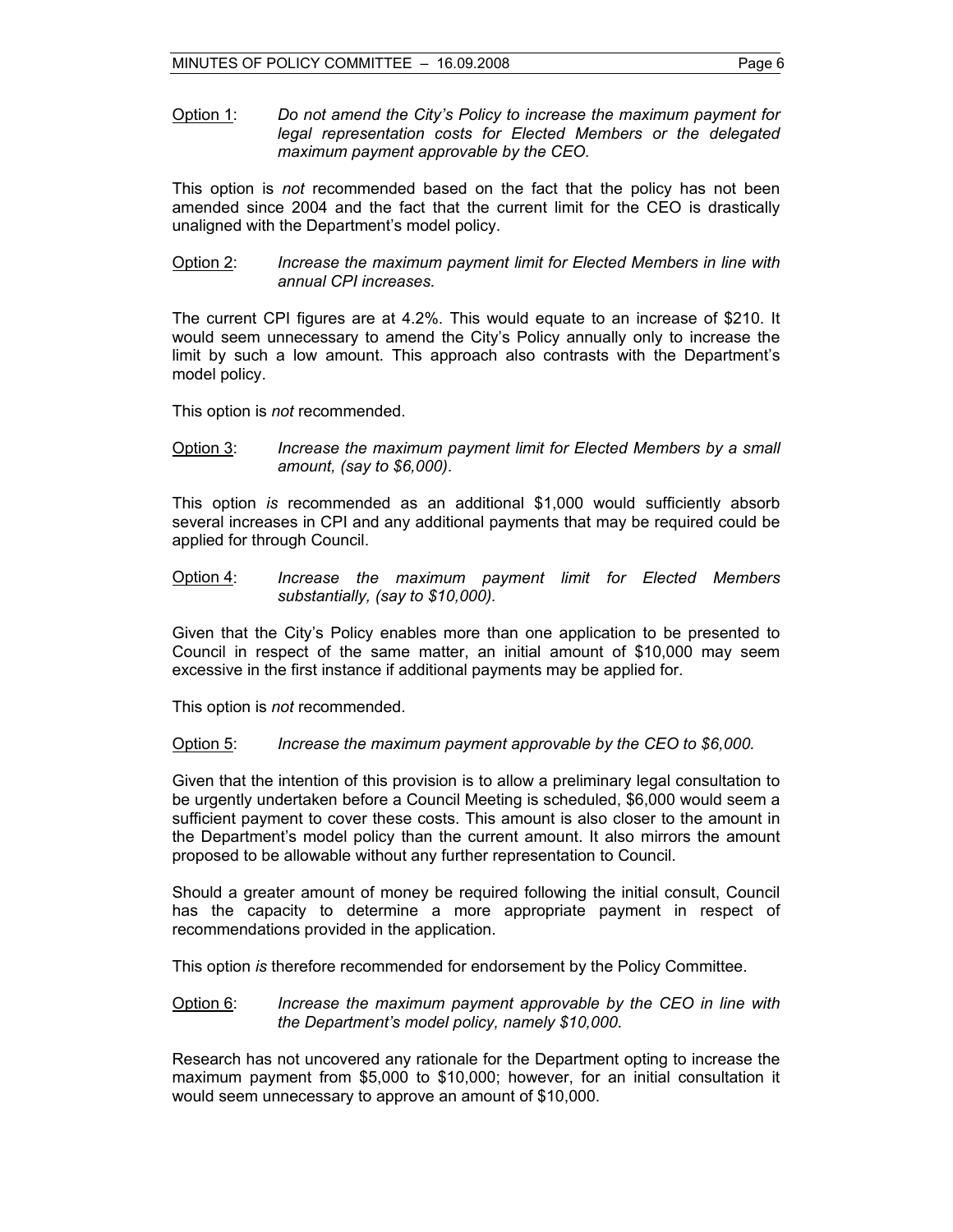<u>Option 1</u>: *Do not amend the City's Policy to increase the maximum payment for legal representation costs for Elected Members or the delegated maximum payment approvable by the CEO.*

This option is *not* recommended based on the fact that the policy has not been amended since 2004 and the fact that the current limit for the CEO is drastically unaligned with the Department's model policy.

<u>Option 2</u>: *Increase the maximum payment limit for Elected Members in line with annual CPI increases.*

The current CPI figures are at 4.2%. This would equate to an increase of $210. It would seem unnecessary to amend the City's Policy annually only to increase the limit by such a low amount. This approach also contrasts with the Department's model policy.

This option is *not* recommended.

<u>Option 3</u>: *Increase the maximum payment limit for Elected Members by a small amount, (say to $6,000).*

This option *is* recommended as an additional $1,000 would sufficiently absorb several increases in CPI and any additional payments that may be required could be applied for through Council.

<u>Option 4</u>: *Increase the maximum payment limit for Elected Members substantially, (say to $10,000).*

Given that the City's Policy enables more than one application to be presented to Council in respect of the same matter, an initial amount of $10,000 may seem excessive in the first instance if additional payments may be applied for.

This option is *not* recommended.

<u>Option 5</u>: *Increase the maximum payment approvable by the CEO to $6,000.*

Given that the intention of this provision is to allow a preliminary legal consultation to be urgently undertaken before a Council Meeting is scheduled, $6,000 would seem a sufficient payment to cover these costs. This amount is also closer to the amount in the Department's model policy than the current amount. It also mirrors the amount proposed to be allowable without any further representation to Council.

Should a greater amount of money be required following the initial consult, Council has the capacity to determine a more appropriate payment in respect of recommendations provided in the application.

This option *is* therefore recommended for endorsement by the Policy Committee.

<u>Option 6</u>: *Increase the maximum payment approvable by the CEO in line with the Department's model policy, namely $10,000.*

Research has not uncovered any rationale for the Department opting to increase the maximum payment from $5,000 to $10,000; however, for an initial consultation it would seem unnecessary to approve an amount of $10,000.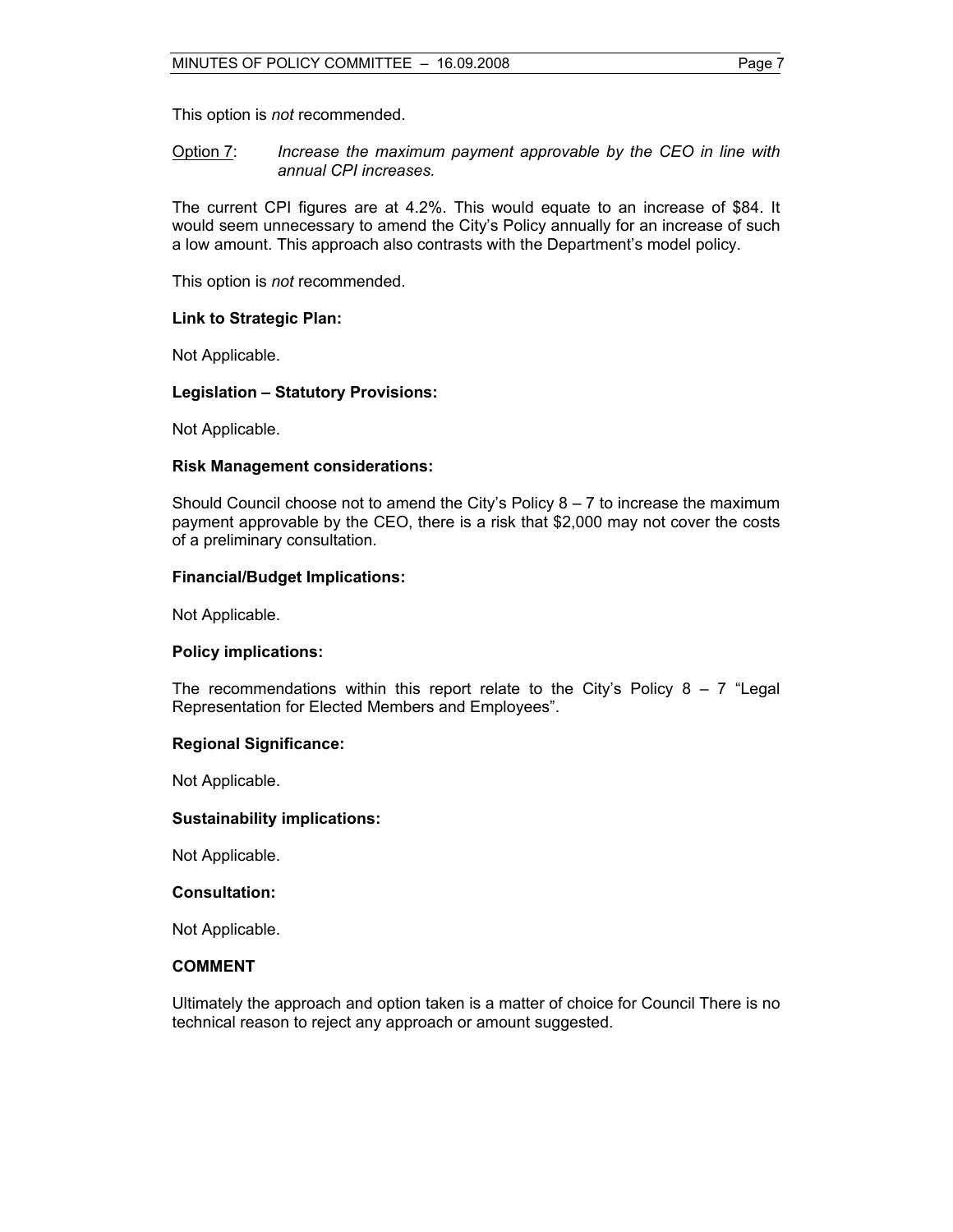This option is *not* recommended.

Option 7: *Increase the maximum payment approvable by the CEO in line with annual CPI increases.*

The current CPI figures are at 4.2%. This would equate to an increase of $84. It would seem unnecessary to amend the City's Policy annually for an increase of such a low amount. This approach also contrasts with the Department's model policy.

This option is *not* recommended.

**Link to Strategic Plan:**

Not Applicable.

**Legislation – Statutory Provisions:**

Not Applicable.

**Risk Management considerations:**

Should Council choose not to amend the City's Policy 8 – 7 to increase the maximum payment approvable by the CEO, there is a risk that $2,000 may not cover the costs of a preliminary consultation.

**Financial/Budget Implications:**

Not Applicable.

**Policy implications:**

The recommendations within this report relate to the City's Policy 8 – 7 "Legal Representation for Elected Members and Employees".

**Regional Significance:**

Not Applicable.

**Sustainability implications:**

Not Applicable.

**Consultation:**

Not Applicable.

**COMMENT**

Ultimately the approach and option taken is a matter of choice for Council There is no technical reason to reject any approach or amount suggested.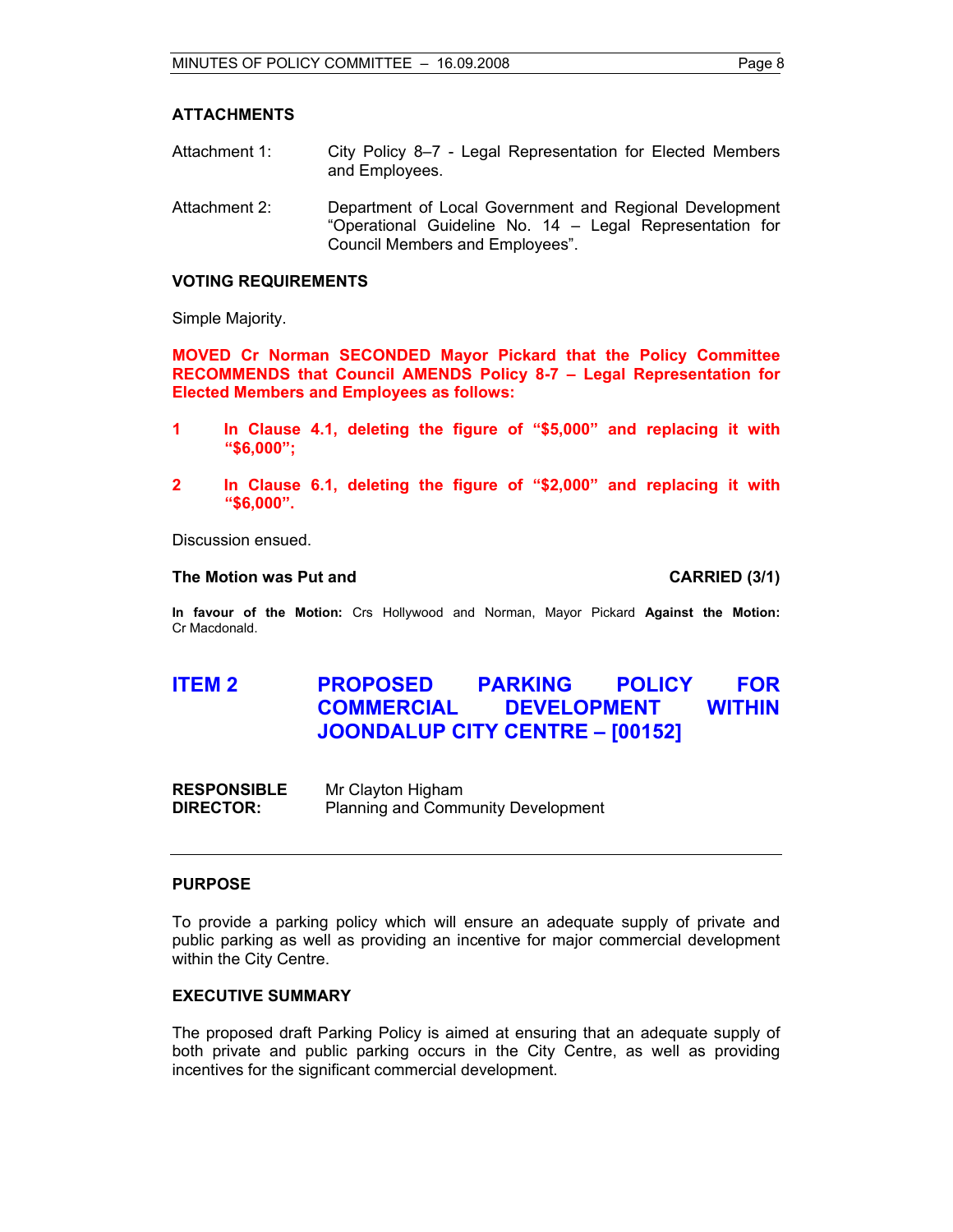**ATTACHMENTS**

Attachment 1: City Policy 8–7 - Legal Representation for Elected Members and Employees.

Attachment 2: Department of Local Government and Regional Development "Operational Guideline No. 14 – Legal Representation for Council Members and Employees".

**VOTING REQUIREMENTS**

Simple Majority.

**MOVED Cr Norman SECONDED Mayor Pickard that the Policy Committee RECOMMENDS that Council AMENDS Policy 8-7 – Legal Representation for Elected Members and Employees as follows:**

**1 In Clause 4.1, deleting the figure of "$5,000" and replacing it with "$6,000";**

**2 In Clause 6.1, deleting the figure of "$2,000" and replacing it with "$6,000".**

Discussion ensued.

**The Motion was Put and CARRIED (3/1)**

**In favour of the Motion:** Crs Hollywood and Norman, Mayor Pickard **Against the Motion:** Cr Macdonald.

## ITEM 2 PROPOSED PARKING POLICY FOR COMMERCIAL DEVELOPMENT WITHIN JOONDALUP CITY CENTRE – [00152]

**RESPONSIBLE DIRECTOR:** Mr Clayton Higham
Planning and Community Development

---

**PURPOSE**

To provide a parking policy which will ensure an adequate supply of private and public parking as well as providing an incentive for major commercial development within the City Centre.

**EXECUTIVE SUMMARY**

The proposed draft Parking Policy is aimed at ensuring that an adequate supply of both private and public parking occurs in the City Centre, as well as providing incentives for the significant commercial development.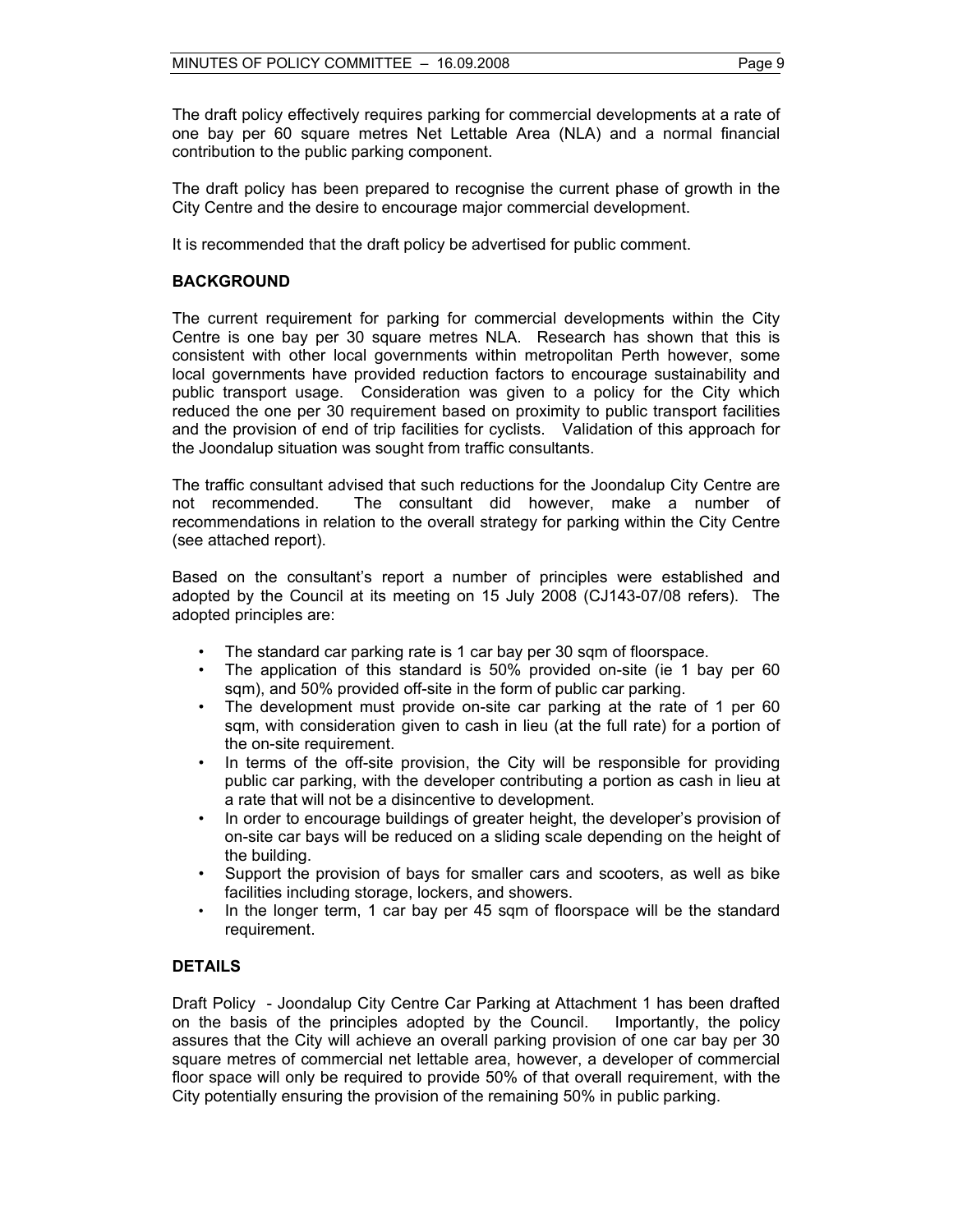The draft policy effectively requires parking for commercial developments at a rate of one bay per 60 square metres Net Lettable Area (NLA) and a normal financial contribution to the public parking component.

The draft policy has been prepared to recognise the current phase of growth in the City Centre and the desire to encourage major commercial development.

It is recommended that the draft policy be advertised for public comment.

## BACKGROUND

The current requirement for parking for commercial developments within the City Centre is one bay per 30 square metres NLA. Research has shown that this is consistent with other local governments within metropolitan Perth however, some local governments have provided reduction factors to encourage sustainability and public transport usage. Consideration was given to a policy for the City which reduced the one per 30 requirement based on proximity to public transport facilities and the provision of end of trip facilities for cyclists. Validation of this approach for the Joondalup situation was sought from traffic consultants.

The traffic consultant advised that such reductions for the Joondalup City Centre are not recommended. The consultant did however, make a number of recommendations in relation to the overall strategy for parking within the City Centre (see attached report).

Based on the consultant's report a number of principles were established and adopted by the Council at its meeting on 15 July 2008 (CJ143-07/08 refers). The adopted principles are:

- The standard car parking rate is 1 car bay per 30 sqm of floorspace.
- The application of this standard is 50% provided on-site (ie 1 bay per 60 sqm), and 50% provided off-site in the form of public car parking.
- The development must provide on-site car parking at the rate of 1 per 60 sqm, with consideration given to cash in lieu (at the full rate) for a portion of the on-site requirement.
- In terms of the off-site provision, the City will be responsible for providing public car parking, with the developer contributing a portion as cash in lieu at a rate that will not be a disincentive to development.
- In order to encourage buildings of greater height, the developer's provision of on-site car bays will be reduced on a sliding scale depending on the height of the building.
- Support the provision of bays for smaller cars and scooters, as well as bike facilities including storage, lockers, and showers.
- In the longer term, 1 car bay per 45 sqm of floorspace will be the standard requirement.

## DETAILS

Draft Policy - Joondalup City Centre Car Parking at Attachment 1 has been drafted on the basis of the principles adopted by the Council. Importantly, the policy assures that the City will achieve an overall parking provision of one car bay per 30 square metres of commercial net lettable area, however, a developer of commercial floor space will only be required to provide 50% of that overall requirement, with the City potentially ensuring the provision of the remaining 50% in public parking.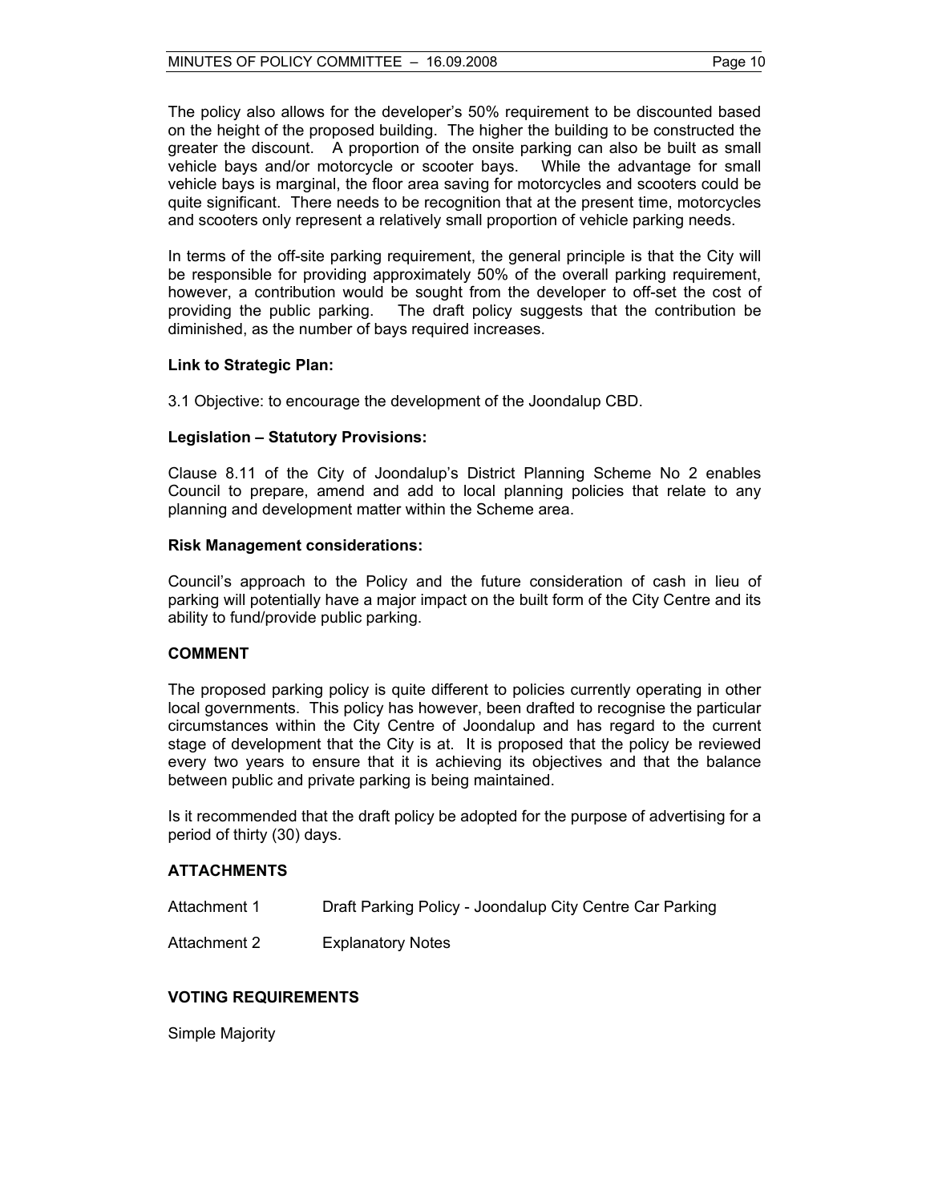The policy also allows for the developer's 50% requirement to be discounted based on the height of the proposed building. The higher the building to be constructed the greater the discount. A proportion of the onsite parking can also be built as small vehicle bays and/or motorcycle or scooter bays. While the advantage for small vehicle bays is marginal, the floor area saving for motorcycles and scooters could be quite significant. There needs to be recognition that at the present time, motorcycles and scooters only represent a relatively small proportion of vehicle parking needs.

In terms of the off-site parking requirement, the general principle is that the City will be responsible for providing approximately 50% of the overall parking requirement, however, a contribution would be sought from the developer to off-set the cost of providing the public parking. The draft policy suggests that the contribution be diminished, as the number of bays required increases.

**Link to Strategic Plan:**

3.1 Objective: to encourage the development of the Joondalup CBD.

**Legislation – Statutory Provisions:**

Clause 8.11 of the City of Joondalup's District Planning Scheme No 2 enables Council to prepare, amend and add to local planning policies that relate to any planning and development matter within the Scheme area.

**Risk Management considerations:**

Council's approach to the Policy and the future consideration of cash in lieu of parking will potentially have a major impact on the built form of the City Centre and its ability to fund/provide public parking.

**COMMENT**

The proposed parking policy is quite different to policies currently operating in other local governments. This policy has however, been drafted to recognise the particular circumstances within the City Centre of Joondalup and has regard to the current stage of development that the City is at. It is proposed that the policy be reviewed every two years to ensure that it is achieving its objectives and that the balance between public and private parking is being maintained.

Is it recommended that the draft policy be adopted for the purpose of advertising for a period of thirty (30) days.

**ATTACHMENTS**

Attachment 1 Draft Parking Policy - Joondalup City Centre Car Parking

Attachment 2 Explanatory Notes

**VOTING REQUIREMENTS**

Simple Majority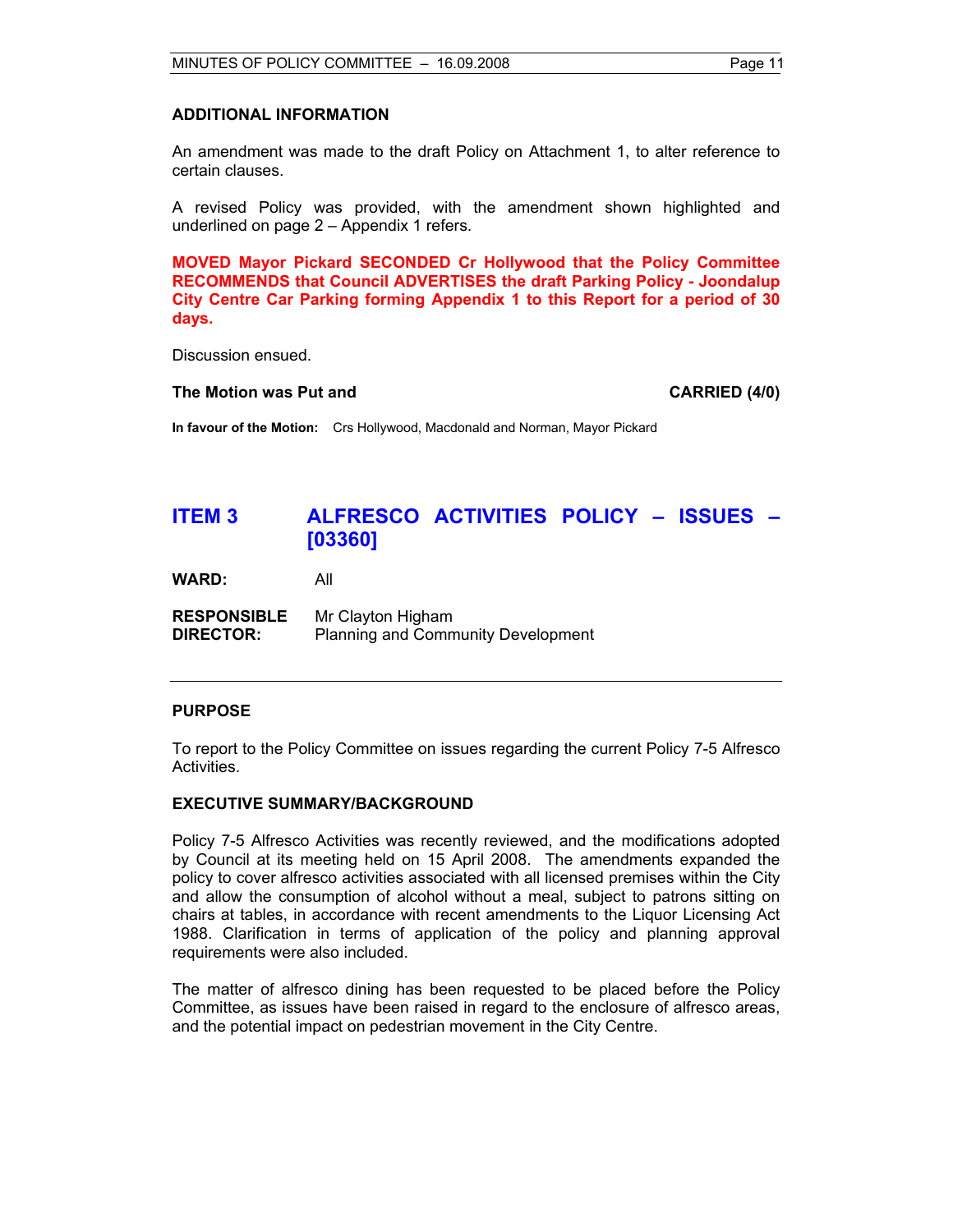**ADDITIONAL INFORMATION**

An amendment was made to the draft Policy on Attachment 1, to alter reference to certain clauses.

A revised Policy was provided, with the amendment shown highlighted and underlined on page 2 – Appendix 1 refers.

**MOVED Mayor Pickard SECONDED Cr Hollywood that the Policy Committee RECOMMENDS that Council ADVERTISES the draft Parking Policy - Joondalup City Centre Car Parking forming Appendix 1 to this Report for a period of 30 days.**

Discussion ensued.

**The Motion was Put and CARRIED (4/0)**

**In favour of the Motion:** Crs Hollywood, Macdonald and Norman, Mayor Pickard

## ITEM 3 ALFRESCO ACTIVITIES POLICY – ISSUES – [03360]

**WARD:** All

**RESPONSIBLE DIRECTOR:** Mr Clayton Higham
Planning and Community Development

---

**PURPOSE**

To report to the Policy Committee on issues regarding the current Policy 7-5 Alfresco Activities.

**EXECUTIVE SUMMARY/BACKGROUND**

Policy 7-5 Alfresco Activities was recently reviewed, and the modifications adopted by Council at its meeting held on 15 April 2008. The amendments expanded the policy to cover alfresco activities associated with all licensed premises within the City and allow the consumption of alcohol without a meal, subject to patrons sitting on chairs at tables, in accordance with recent amendments to the Liquor Licensing Act 1988. Clarification in terms of application of the policy and planning approval requirements were also included.

The matter of alfresco dining has been requested to be placed before the Policy Committee, as issues have been raised in regard to the enclosure of alfresco areas, and the potential impact on pedestrian movement in the City Centre.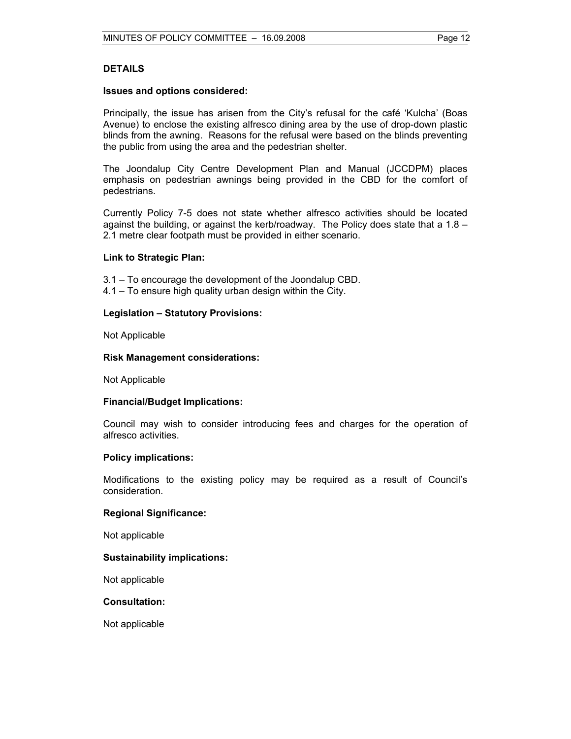## DETAILS

### Issues and options considered:

Principally, the issue has arisen from the City's refusal for the café 'Kulcha' (Boas Avenue) to enclose the existing alfresco dining area by the use of drop-down plastic blinds from the awning. Reasons for the refusal were based on the blinds preventing the public from using the area and the pedestrian shelter.

The Joondalup City Centre Development Plan and Manual (JCCDPM) places emphasis on pedestrian awnings being provided in the CBD for the comfort of pedestrians.

Currently Policy 7-5 does not state whether alfresco activities should be located against the building, or against the kerb/roadway. The Policy does state that a 1.8 – 2.1 metre clear footpath must be provided in either scenario.

### Link to Strategic Plan:

3.1 – To encourage the development of the Joondalup CBD.
4.1 – To ensure high quality urban design within the City.

### Legislation – Statutory Provisions:

Not Applicable

### Risk Management considerations:

Not Applicable

### Financial/Budget Implications:

Council may wish to consider introducing fees and charges for the operation of alfresco activities.

### Policy implications:

Modifications to the existing policy may be required as a result of Council's consideration.

### Regional Significance:

Not applicable

### Sustainability implications:

Not applicable

### Consultation:

Not applicable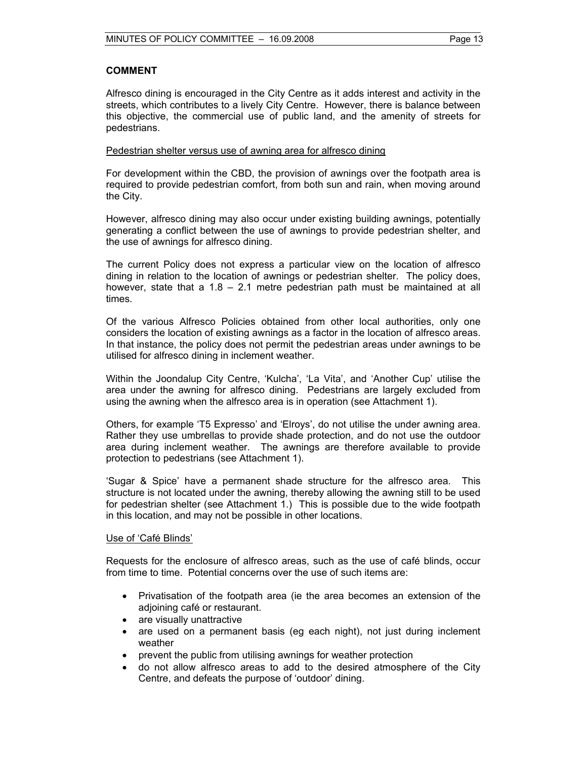## COMMENT

Alfresco dining is encouraged in the City Centre as it adds interest and activity in the streets, which contributes to a lively City Centre. However, there is balance between this objective, the commercial use of public land, and the amenity of streets for pedestrians.

Pedestrian shelter versus use of awning area for alfresco dining

For development within the CBD, the provision of awnings over the footpath area is required to provide pedestrian comfort, from both sun and rain, when moving around the City.

However, alfresco dining may also occur under existing building awnings, potentially generating a conflict between the use of awnings to provide pedestrian shelter, and the use of awnings for alfresco dining.

The current Policy does not express a particular view on the location of alfresco dining in relation to the location of awnings or pedestrian shelter. The policy does, however, state that a 1.8 – 2.1 metre pedestrian path must be maintained at all times.

Of the various Alfresco Policies obtained from other local authorities, only one considers the location of existing awnings as a factor in the location of alfresco areas. In that instance, the policy does not permit the pedestrian areas under awnings to be utilised for alfresco dining in inclement weather.

Within the Joondalup City Centre, 'Kulcha', 'La Vita', and 'Another Cup' utilise the area under the awning for alfresco dining. Pedestrians are largely excluded from using the awning when the alfresco area is in operation (see Attachment 1).

Others, for example 'T5 Expresso' and 'Elroys', do not utilise the under awning area. Rather they use umbrellas to provide shade protection, and do not use the outdoor area during inclement weather. The awnings are therefore available to provide protection to pedestrians (see Attachment 1).

'Sugar & Spice' have a permanent shade structure for the alfresco area. This structure is not located under the awning, thereby allowing the awning still to be used for pedestrian shelter (see Attachment 1.) This is possible due to the wide footpath in this location, and may not be possible in other locations.

Use of 'Café Blinds'

Requests for the enclosure of alfresco areas, such as the use of café blinds, occur from time to time. Potential concerns over the use of such items are:

- Privatisation of the footpath area (ie the area becomes an extension of the adjoining café or restaurant.
- are visually unattractive
- are used on a permanent basis (eg each night), not just during inclement weather
- prevent the public from utilising awnings for weather protection
- do not allow alfresco areas to add to the desired atmosphere of the City Centre, and defeats the purpose of 'outdoor' dining.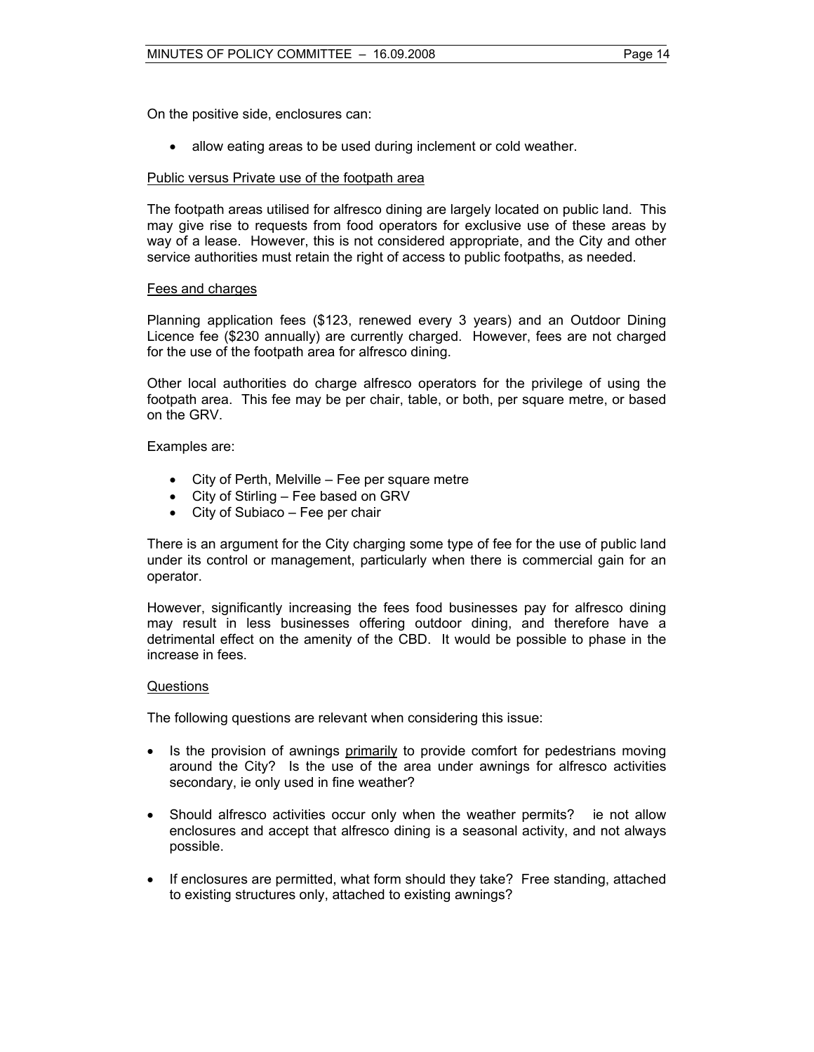On the positive side, enclosures can:

- allow eating areas to be used during inclement or cold weather.

<u>Public versus Private use of the footpath area</u>

The footpath areas utilised for alfresco dining are largely located on public land. This may give rise to requests from food operators for exclusive use of these areas by way of a lease. However, this is not considered appropriate, and the City and other service authorities must retain the right of access to public footpaths, as needed.

<u>Fees and charges</u>

Planning application fees ($123, renewed every 3 years) and an Outdoor Dining Licence fee ($230 annually) are currently charged. However, fees are not charged for the use of the footpath area for alfresco dining.

Other local authorities do charge alfresco operators for the privilege of using the footpath area. This fee may be per chair, table, or both, per square metre, or based on the GRV.

Examples are:

- City of Perth, Melville – Fee per square metre
- City of Stirling – Fee based on GRV
- City of Subiaco – Fee per chair

There is an argument for the City charging some type of fee for the use of public land under its control or management, particularly when there is commercial gain for an operator.

However, significantly increasing the fees food businesses pay for alfresco dining may result in less businesses offering outdoor dining, and therefore have a detrimental effect on the amenity of the CBD. It would be possible to phase in the increase in fees.

<u>Questions</u>

The following questions are relevant when considering this issue:

- Is the provision of awnings <u>primarily</u> to provide comfort for pedestrians moving around the City? Is the use of the area under awnings for alfresco activities secondary, ie only used in fine weather?

- Should alfresco activities occur only when the weather permits? ie not allow enclosures and accept that alfresco dining is a seasonal activity, and not always possible.

- If enclosures are permitted, what form should they take? Free standing, attached to existing structures only, attached to existing awnings?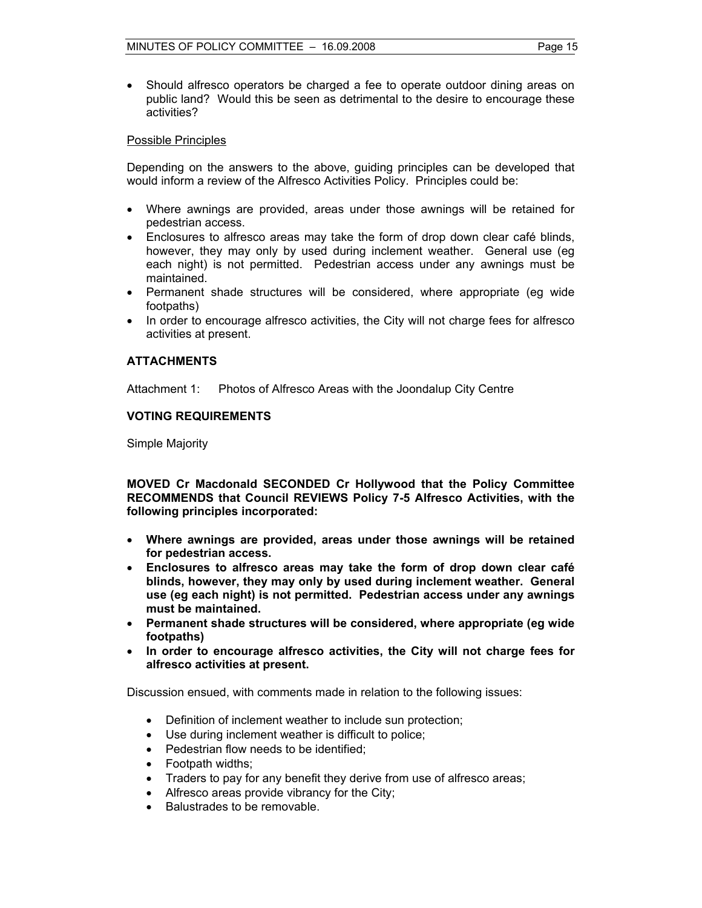- Should alfresco operators be charged a fee to operate outdoor dining areas on public land? Would this be seen as detrimental to the desire to encourage these activities?

Possible Principles

Depending on the answers to the above, guiding principles can be developed that would inform a review of the Alfresco Activities Policy. Principles could be:

- Where awnings are provided, areas under those awnings will be retained for pedestrian access.
- Enclosures to alfresco areas may take the form of drop down clear café blinds, however, they may only by used during inclement weather. General use (eg each night) is not permitted. Pedestrian access under any awnings must be maintained.
- Permanent shade structures will be considered, where appropriate (eg wide footpaths)
- In order to encourage alfresco activities, the City will not charge fees for alfresco activities at present.

## ATTACHMENTS

Attachment 1: Photos of Alfresco Areas with the Joondalup City Centre

## VOTING REQUIREMENTS

Simple Majority

**MOVED Cr Macdonald SECONDED Cr Hollywood that the Policy Committee RECOMMENDS that Council REVIEWS Policy 7-5 Alfresco Activities, with the following principles incorporated:**

- **Where awnings are provided, areas under those awnings will be retained for pedestrian access.**
- **Enclosures to alfresco areas may take the form of drop down clear café blinds, however, they may only by used during inclement weather. General use (eg each night) is not permitted. Pedestrian access under any awnings must be maintained.**
- **Permanent shade structures will be considered, where appropriate (eg wide footpaths)**
- **In order to encourage alfresco activities, the City will not charge fees for alfresco activities at present.**

Discussion ensued, with comments made in relation to the following issues:

- Definition of inclement weather to include sun protection;
- Use during inclement weather is difficult to police;
- Pedestrian flow needs to be identified;
- Footpath widths;
- Traders to pay for any benefit they derive from use of alfresco areas;
- Alfresco areas provide vibrancy for the City;
- Balustrades to be removable.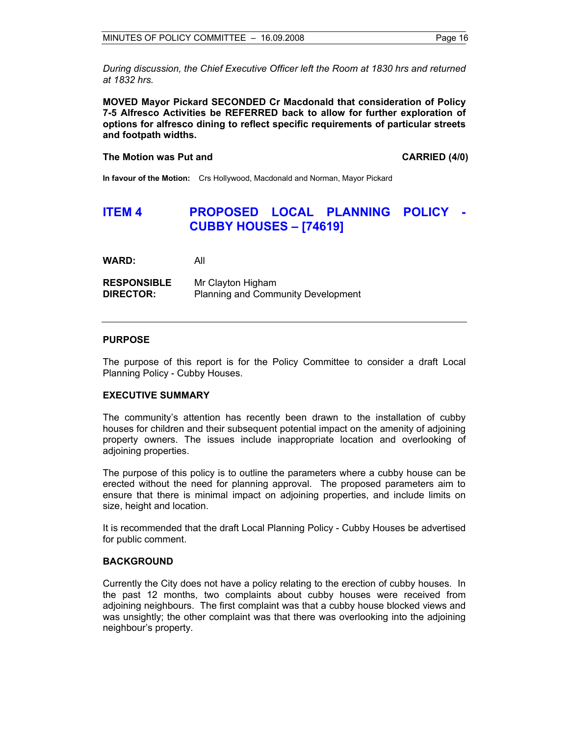*During discussion, the Chief Executive Officer left the Room at 1830 hrs and returned at 1832 hrs.*

**MOVED Mayor Pickard SECONDED Cr Macdonald that consideration of Policy 7-5 Alfresco Activities be REFERRED back to allow for further exploration of options for alfresco dining to reflect specific requirements of particular streets and footpath widths.**

**The Motion was Put and** **CARRIED (4/0)**

**In favour of the Motion:** Crs Hollywood, Macdonald and Norman, Mayor Pickard

## ITEM 4 PROPOSED LOCAL PLANNING POLICY - CUBBY HOUSES – [74619]

**WARD:** All

**RESPONSIBLE DIRECTOR:** Mr Clayton Higham
Planning and Community Development

---

### PURPOSE

The purpose of this report is for the Policy Committee to consider a draft Local Planning Policy - Cubby Houses.

### EXECUTIVE SUMMARY

The community's attention has recently been drawn to the installation of cubby houses for children and their subsequent potential impact on the amenity of adjoining property owners. The issues include inappropriate location and overlooking of adjoining properties.

The purpose of this policy is to outline the parameters where a cubby house can be erected without the need for planning approval. The proposed parameters aim to ensure that there is minimal impact on adjoining properties, and include limits on size, height and location.

It is recommended that the draft Local Planning Policy - Cubby Houses be advertised for public comment.

### BACKGROUND

Currently the City does not have a policy relating to the erection of cubby houses. In the past 12 months, two complaints about cubby houses were received from adjoining neighbours. The first complaint was that a cubby house blocked views and was unsightly; the other complaint was that there was overlooking into the adjoining neighbour's property.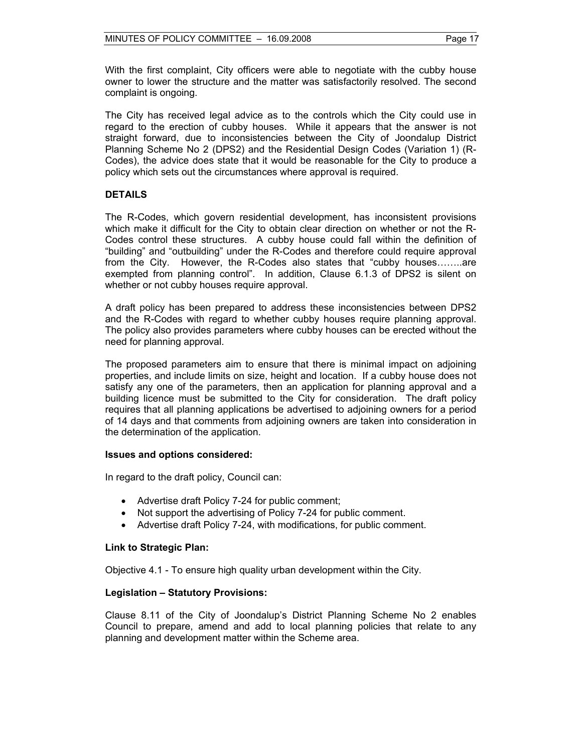With the first complaint, City officers were able to negotiate with the cubby house owner to lower the structure and the matter was satisfactorily resolved. The second complaint is ongoing.

The City has received legal advice as to the controls which the City could use in regard to the erection of cubby houses. While it appears that the answer is not straight forward, due to inconsistencies between the City of Joondalup District Planning Scheme No 2 (DPS2) and the Residential Design Codes (Variation 1) (R-Codes), the advice does state that it would be reasonable for the City to produce a policy which sets out the circumstances where approval is required.

## DETAILS

The R-Codes, which govern residential development, has inconsistent provisions which make it difficult for the City to obtain clear direction on whether or not the R-Codes control these structures. A cubby house could fall within the definition of "building" and "outbuilding" under the R-Codes and therefore could require approval from the City. However, the R-Codes also states that "cubby houses……..are exempted from planning control". In addition, Clause 6.1.3 of DPS2 is silent on whether or not cubby houses require approval.

A draft policy has been prepared to address these inconsistencies between DPS2 and the R-Codes with regard to whether cubby houses require planning approval. The policy also provides parameters where cubby houses can be erected without the need for planning approval.

The proposed parameters aim to ensure that there is minimal impact on adjoining properties, and include limits on size, height and location. If a cubby house does not satisfy any one of the parameters, then an application for planning approval and a building licence must be submitted to the City for consideration. The draft policy requires that all planning applications be advertised to adjoining owners for a period of 14 days and that comments from adjoining owners are taken into consideration in the determination of the application.

### Issues and options considered:

In regard to the draft policy, Council can:

- Advertise draft Policy 7-24 for public comment;
- Not support the advertising of Policy 7-24 for public comment.
- Advertise draft Policy 7-24, with modifications, for public comment.

### Link to Strategic Plan:

Objective 4.1 - To ensure high quality urban development within the City.

### Legislation – Statutory Provisions:

Clause 8.11 of the City of Joondalup's District Planning Scheme No 2 enables Council to prepare, amend and add to local planning policies that relate to any planning and development matter within the Scheme area.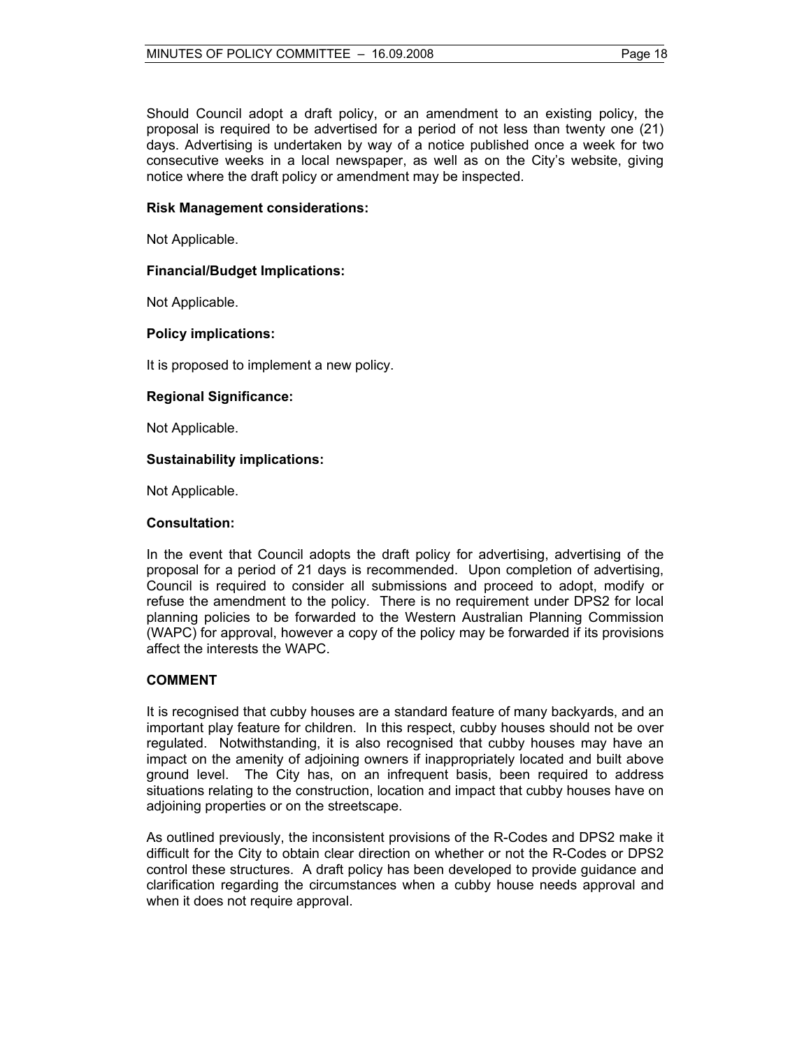Should Council adopt a draft policy, or an amendment to an existing policy, the proposal is required to be advertised for a period of not less than twenty one (21) days. Advertising is undertaken by way of a notice published once a week for two consecutive weeks in a local newspaper, as well as on the City's website, giving notice where the draft policy or amendment may be inspected.

**Risk Management considerations:**

Not Applicable.

**Financial/Budget Implications:**

Not Applicable.

**Policy implications:**

It is proposed to implement a new policy.

**Regional Significance:**

Not Applicable.

**Sustainability implications:**

Not Applicable.

**Consultation:**

In the event that Council adopts the draft policy for advertising, advertising of the proposal for a period of 21 days is recommended. Upon completion of advertising, Council is required to consider all submissions and proceed to adopt, modify or refuse the amendment to the policy. There is no requirement under DPS2 for local planning policies to be forwarded to the Western Australian Planning Commission (WAPC) for approval, however a copy of the policy may be forwarded if its provisions affect the interests the WAPC.

**COMMENT**

It is recognised that cubby houses are a standard feature of many backyards, and an important play feature for children. In this respect, cubby houses should not be over regulated. Notwithstanding, it is also recognised that cubby houses may have an impact on the amenity of adjoining owners if inappropriately located and built above ground level. The City has, on an infrequent basis, been required to address situations relating to the construction, location and impact that cubby houses have on adjoining properties or on the streetscape.

As outlined previously, the inconsistent provisions of the R-Codes and DPS2 make it difficult for the City to obtain clear direction on whether or not the R-Codes or DPS2 control these structures. A draft policy has been developed to provide guidance and clarification regarding the circumstances when a cubby house needs approval and when it does not require approval.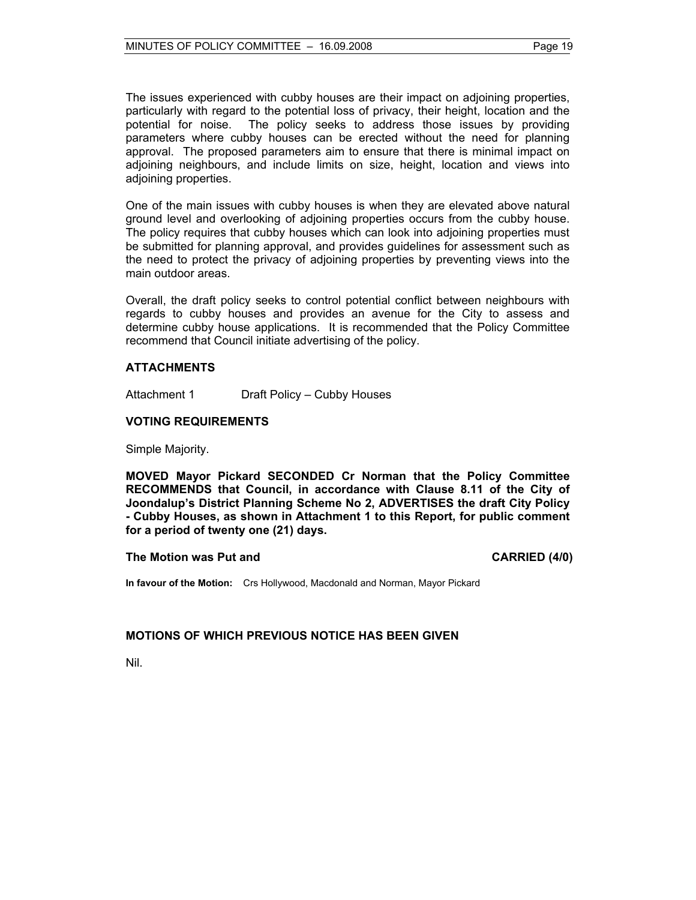The issues experienced with cubby houses are their impact on adjoining properties, particularly with regard to the potential loss of privacy, their height, location and the potential for noise. The policy seeks to address those issues by providing parameters where cubby houses can be erected without the need for planning approval. The proposed parameters aim to ensure that there is minimal impact on adjoining neighbours, and include limits on size, height, location and views into adjoining properties.

One of the main issues with cubby houses is when they are elevated above natural ground level and overlooking of adjoining properties occurs from the cubby house. The policy requires that cubby houses which can look into adjoining properties must be submitted for planning approval, and provides guidelines for assessment such as the need to protect the privacy of adjoining properties by preventing views into the main outdoor areas.

Overall, the draft policy seeks to control potential conflict between neighbours with regards to cubby houses and provides an avenue for the City to assess and determine cubby house applications. It is recommended that the Policy Committee recommend that Council initiate advertising of the policy.

**ATTACHMENTS**

Attachment 1 Draft Policy – Cubby Houses

**VOTING REQUIREMENTS**

Simple Majority.

**MOVED Mayor Pickard SECONDED Cr Norman that the Policy Committee RECOMMENDS that Council, in accordance with Clause 8.11 of the City of Joondalup's District Planning Scheme No 2, ADVERTISES the draft City Policy - Cubby Houses, as shown in Attachment 1 to this Report, for public comment for a period of twenty one (21) days.**

**The Motion was Put and CARRIED (4/0)**

**In favour of the Motion:** Crs Hollywood, Macdonald and Norman, Mayor Pickard

**MOTIONS OF WHICH PREVIOUS NOTICE HAS BEEN GIVEN**

Nil.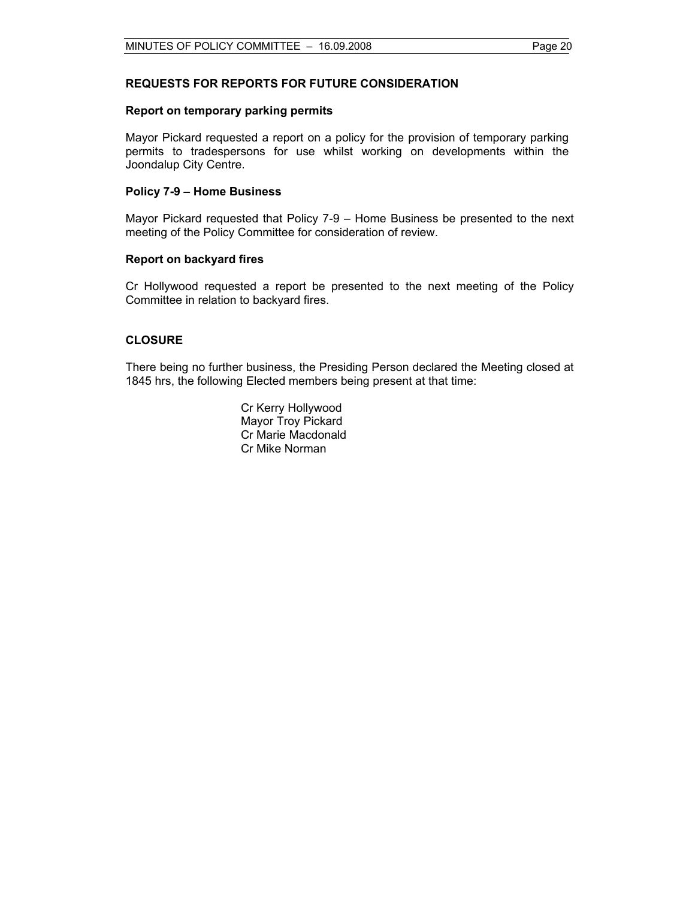## REQUESTS FOR REPORTS FOR FUTURE CONSIDERATION

### Report on temporary parking permits

Mayor Pickard requested a report on a policy for the provision of temporary parking permits to tradespersons for use whilst working on developments within the Joondalup City Centre.

### Policy 7-9 – Home Business

Mayor Pickard requested that Policy 7-9 – Home Business be presented to the next meeting of the Policy Committee for consideration of review.

### Report on backyard fires

Cr Hollywood requested a report be presented to the next meeting of the Policy Committee in relation to backyard fires.

## CLOSURE

There being no further business, the Presiding Person declared the Meeting closed at 1845 hrs, the following Elected members being present at that time:

Cr Kerry Hollywood
Mayor Troy Pickard
Cr Marie Macdonald
Cr Mike Norman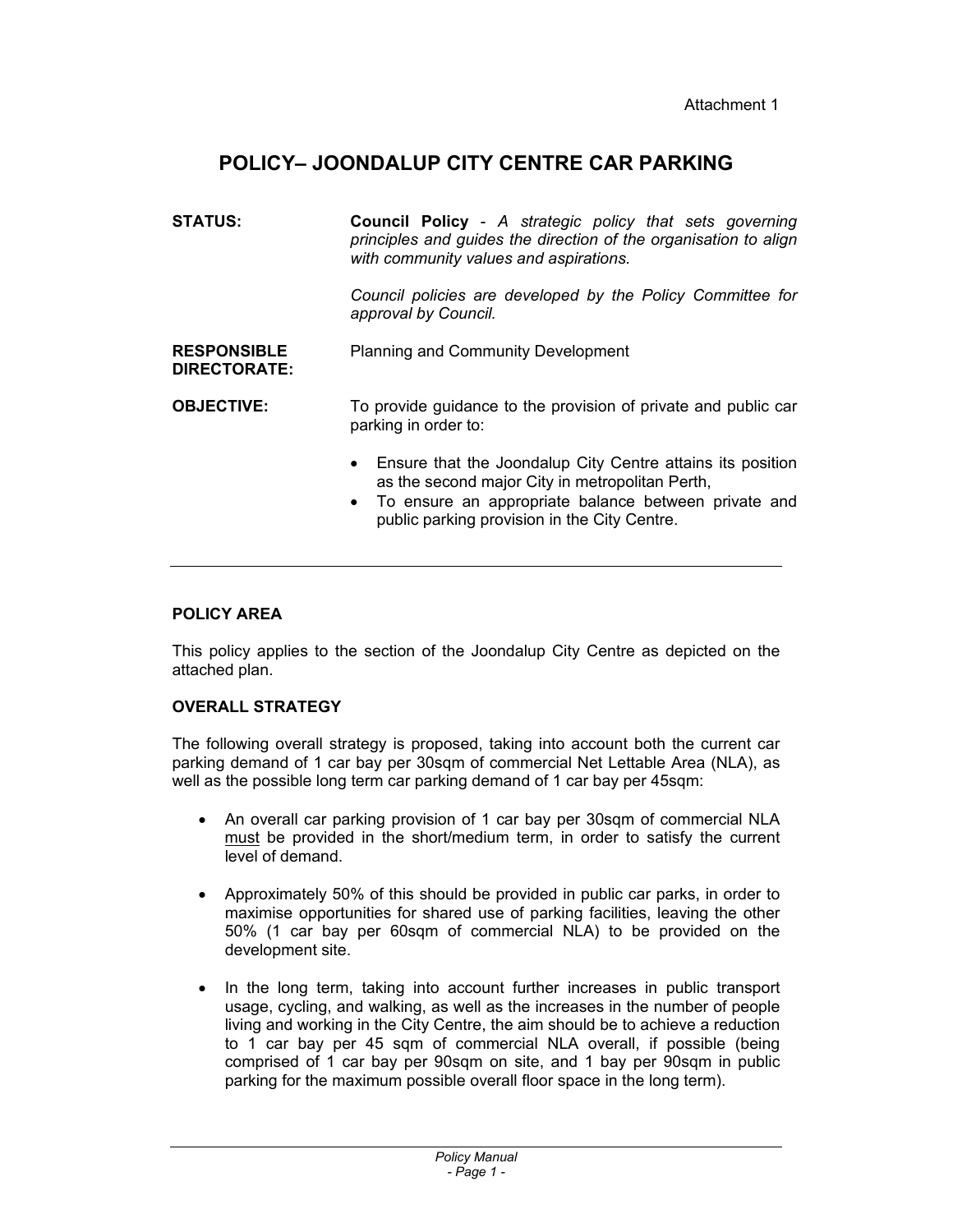Attachment 1

# POLICY– JOONDALUP CITY CENTRE CAR PARKING

**STATUS:** **Council Policy** - *A strategic policy that sets governing principles and guides the direction of the organisation to align with community values and aspirations.*

*Council policies are developed by the Policy Committee for approval by Council.*

**RESPONSIBLE DIRECTORATE:** Planning and Community Development

**OBJECTIVE:** To provide guidance to the provision of private and public car parking in order to:

- Ensure that the Joondalup City Centre attains its position as the second major City in metropolitan Perth,
- To ensure an appropriate balance between private and public parking provision in the City Centre.

---

## POLICY AREA

This policy applies to the section of the Joondalup City Centre as depicted on the attached plan.

## OVERALL STRATEGY

The following overall strategy is proposed, taking into account both the current car parking demand of 1 car bay per 30sqm of commercial Net Lettable Area (NLA), as well as the possible long term car parking demand of 1 car bay per 45sqm:

- An overall car parking provision of 1 car bay per 30sqm of commercial NLA must be provided in the short/medium term, in order to satisfy the current level of demand.
- Approximately 50% of this should be provided in public car parks, in order to maximise opportunities for shared use of parking facilities, leaving the other 50% (1 car bay per 60sqm of commercial NLA) to be provided on the development site.
- In the long term, taking into account further increases in public transport usage, cycling, and walking, as well as the increases in the number of people living and working in the City Centre, the aim should be to achieve a reduction to 1 car bay per 45 sqm of commercial NLA overall, if possible (being comprised of 1 car bay per 90sqm on site, and 1 bay per 90sqm in public parking for the maximum possible overall floor space in the long term).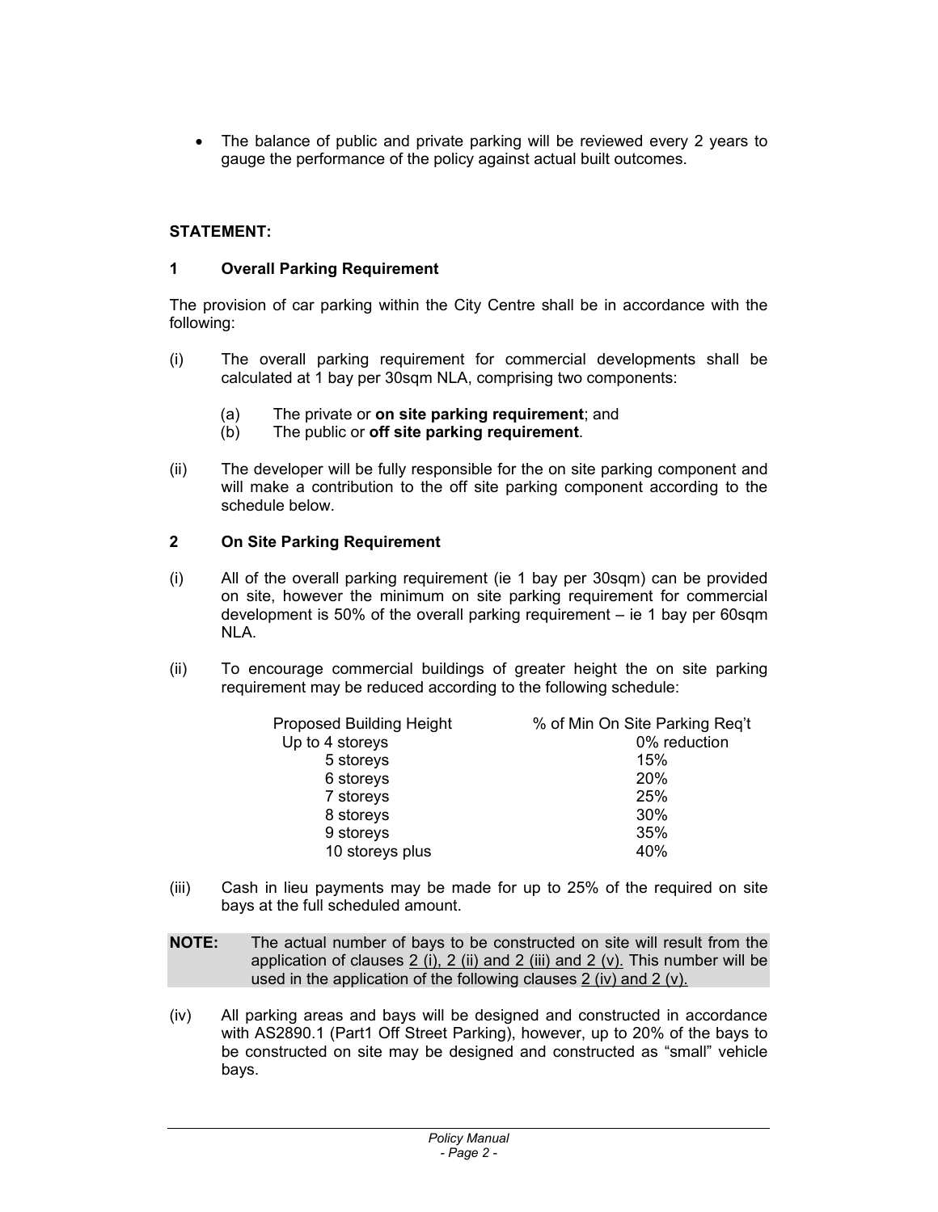- The balance of public and private parking will be reviewed every 2 years to gauge the performance of the policy against actual built outcomes.

**STATEMENT:**

**1 Overall Parking Requirement**

The provision of car parking within the City Centre shall be in accordance with the following:

(i) The overall parking requirement for commercial developments shall be calculated at 1 bay per 30sqm NLA, comprising two components:

  (a) The private or **on site parking requirement**; and
  (b) The public or **off site parking requirement**.

(ii) The developer will be fully responsible for the on site parking component and will make a contribution to the off site parking component according to the schedule below.

**2 On Site Parking Requirement**

(i) All of the overall parking requirement (ie 1 bay per 30sqm) can be provided on site, however the minimum on site parking requirement for commercial development is 50% of the overall parking requirement – ie 1 bay per 60sqm NLA.

(ii) To encourage commercial buildings of greater height the on site parking requirement may be reduced according to the following schedule:

| Proposed Building Height | % of Min On Site Parking Req't |
|---|---|
| Up to 4 storeys | 0% reduction |
| 5 storeys | 15% |
| 6 storeys | 20% |
| 7 storeys | 25% |
| 8 storeys | 30% |
| 9 storeys | 35% |
| 10 storeys plus | 40% |

(iii) Cash in lieu payments may be made for up to 25% of the required on site bays at the full scheduled amount.

**NOTE:** The actual number of bays to be constructed on site will result from the application of clauses 2 (i), 2 (ii) and 2 (iii) and 2 (v). This number will be used in the application of the following clauses 2 (iv) and 2 (v).

(iv) All parking areas and bays will be designed and constructed in accordance with AS2890.1 (Part1 Off Street Parking), however, up to 20% of the bays to be constructed on site may be designed and constructed as "small" vehicle bays.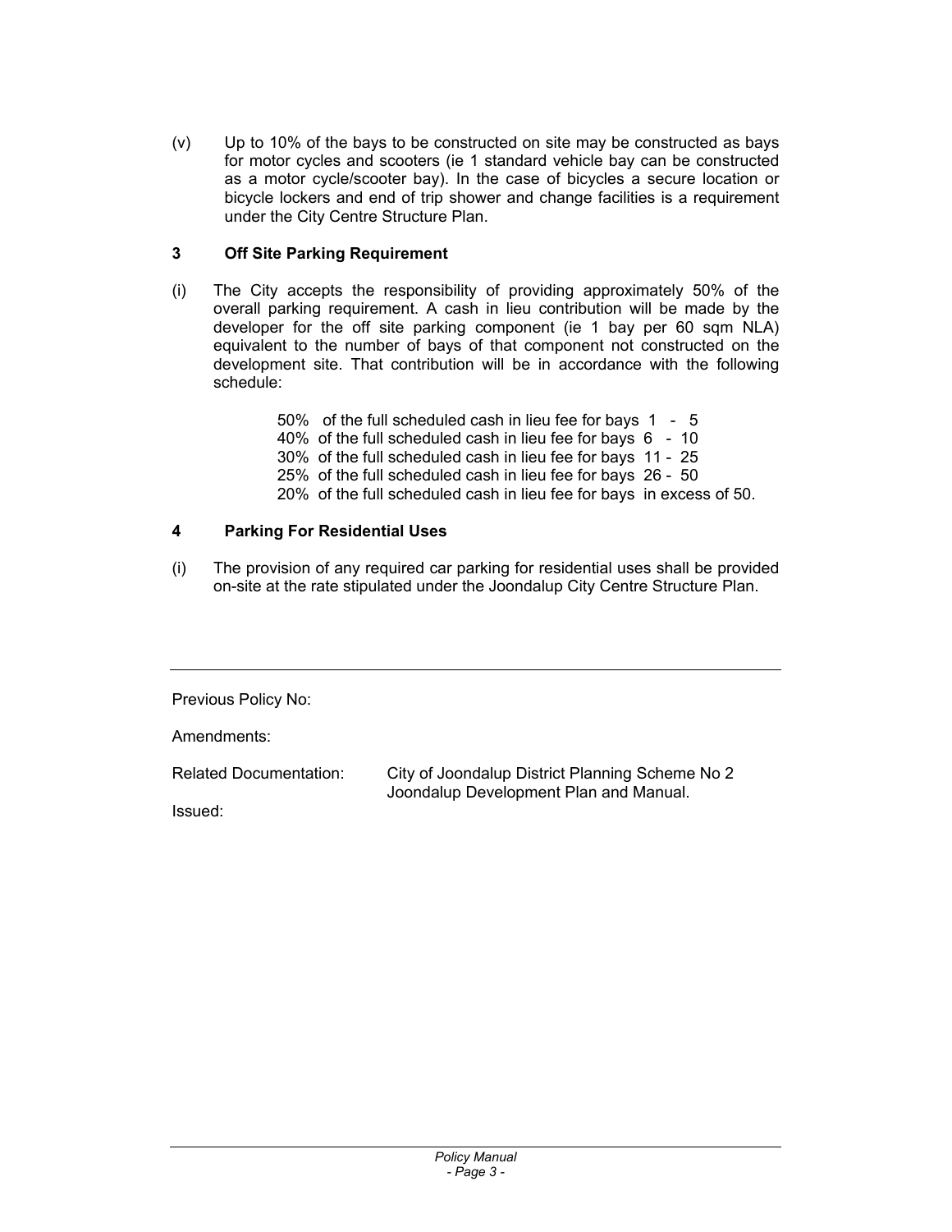(v) Up to 10% of the bays to be constructed on site may be constructed as bays for motor cycles and scooters (ie 1 standard vehicle bay can be constructed as a motor cycle/scooter bay). In the case of bicycles a secure location or bicycle lockers and end of trip shower and change facilities is a requirement under the City Centre Structure Plan.

## 3 Off Site Parking Requirement

(i) The City accepts the responsibility of providing approximately 50% of the overall parking requirement. A cash in lieu contribution will be made by the developer for the off site parking component (ie 1 bay per 60 sqm NLA) equivalent to the number of bays of that component not constructed on the development site. That contribution will be in accordance with the following schedule:

50% of the full scheduled cash in lieu fee for bays 1 - 5
40% of the full scheduled cash in lieu fee for bays 6 - 10
30% of the full scheduled cash in lieu fee for bays 11 - 25
25% of the full scheduled cash in lieu fee for bays 26 - 50
20% of the full scheduled cash in lieu fee for bays in excess of 50.

## 4 Parking For Residential Uses

(i) The provision of any required car parking for residential uses shall be provided on-site at the rate stipulated under the Joondalup City Centre Structure Plan.

---

Previous Policy No:

Amendments:

Related Documentation: City of Joondalup District Planning Scheme No 2
Joondalup Development Plan and Manual.

Issued: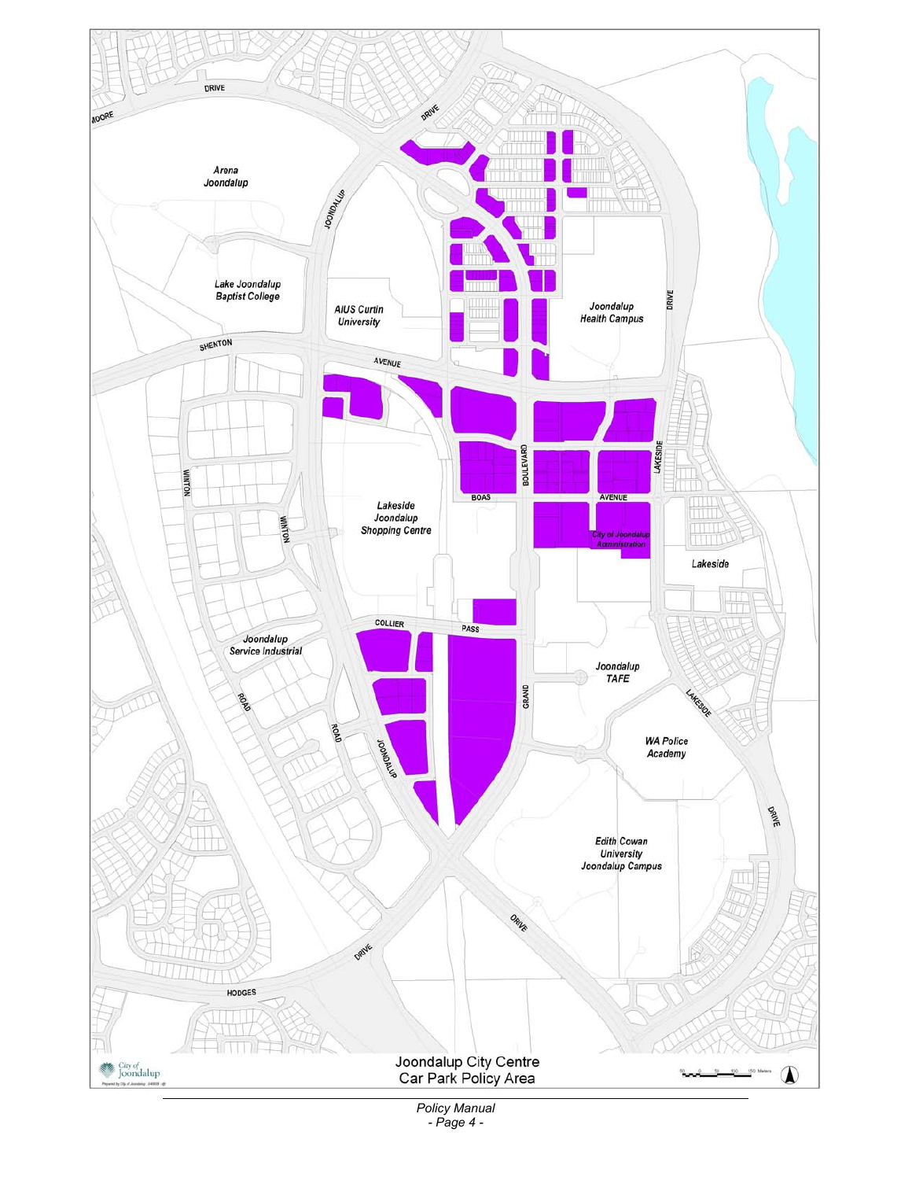DRIVE

MOORE

DRIVE

Arena Joondalup

JOONDALUP

Lake Joondalup Baptist College

AIUS Curtin University

Joondalup Health Campus

DRIVE

SHENTON

AVENUE

WINTON

BOULEVARD

LAKESIDE

BOAS

AVENUE

WINTON

Lakeside Joondalup Shopping Centre

City of Joondalup Administration

Lakeside

COLLIER

PASS

Joondalup Service Industrial

Joondalup TAFE

ROAD

GRAND

LAKESIDE

ROAD

JOONDALUP

WA Police Academy

DRIVE

Edith Cowan University Joondalup Campus

DRIVE

DRIVE

HODGES

City of Joondalup

Joondalup City Centre Car Park Policy Area

150 Meters

Policy Manual